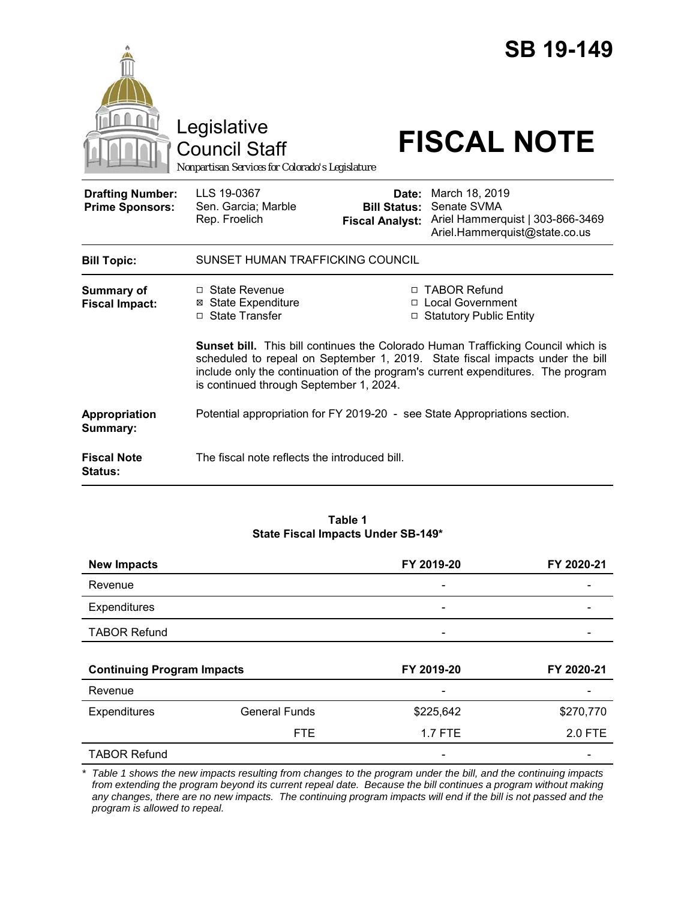# SB 19-149

Legislative Council Staff

*Nonpartisan Services for Colorado's Legislature*

# FISCAL NOTE

| | | | |
|---|---|---|---|
| **Drafting Number:** | LLS 19-0367 | **Date:** | March 18, 2019 |
| **Prime Sponsors:** | Sen. Garcia; Marble<br>Rep. Froelich | **Bill Status:** | Senate SVMA |
| | | **Fiscal Analyst:** | Ariel Hammerquist \| 303-866-3469<br>Ariel.Hammerquist@state.co.us |

| | |
|---|---|
| **Bill Topic:** | SUNSET HUMAN TRAFFICKING COUNCIL |
| **Summary of Fiscal Impact:** | ☐ State Revenue<br>☒ State Expenditure<br>☐ State Transfer<br>☐ TABOR Refund<br>☐ Local Government<br>☐ Statutory Public Entity<br><br>**Sunset bill.** This bill continues the Colorado Human Trafficking Council which is scheduled to repeal on September 1, 2019. State fiscal impacts under the bill include only the continuation of the program's current expenditures. The program is continued through September 1, 2024. |
| **Appropriation Summary:** | Potential appropriation for FY 2019-20 - see State Appropriations section. |
| **Fiscal Note Status:** | The fiscal note reflects the introduced bill. |

**Table 1**
**State Fiscal Impacts Under SB-149***

| **New Impacts** | | **FY 2019-20** | **FY 2020-21** |
|---|---|---|---|
| Revenue | | - | - |
| Expenditures | | - | - |
| TABOR Refund | | - | - |
| **Continuing Program Impacts** | | **FY 2019-20** | **FY 2020-21** |
| Revenue | | - | - |
| Expenditures | General Funds | $225,642 | $270,770 |
| | FTE | 1.7 FTE | 2.0 FTE |
| TABOR Refund | | - | - |

\* *Table 1 shows the new impacts resulting from changes to the program under the bill, and the continuing impacts from extending the program beyond its current repeal date. Because the bill continues a program without making any changes, there are no new impacts. The continuing program impacts will end if the bill is not passed and the program is allowed to repeal.*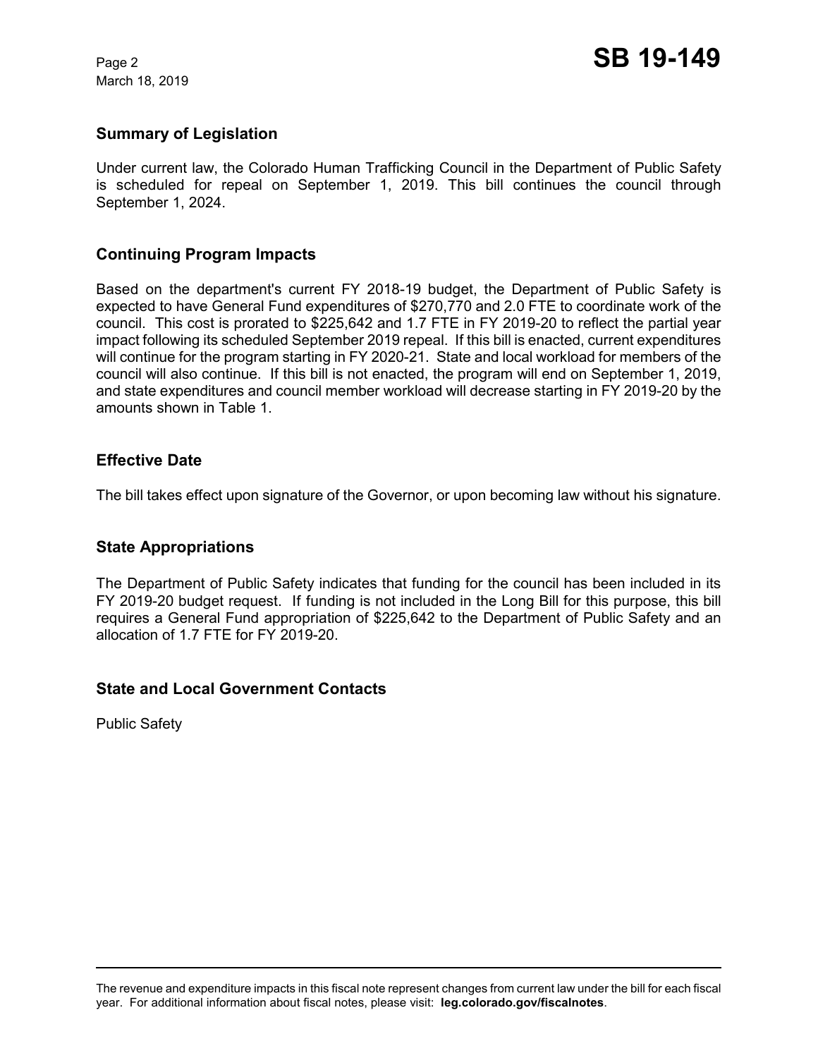## Summary of Legislation

Under current law, the Colorado Human Trafficking Council in the Department of Public Safety is scheduled for repeal on September 1, 2019. This bill continues the council through September 1, 2024.

## Continuing Program Impacts

Based on the department's current FY 2018-19 budget, the Department of Public Safety is expected to have General Fund expenditures of $270,770 and 2.0 FTE to coordinate work of the council. This cost is prorated to $225,642 and 1.7 FTE in FY 2019-20 to reflect the partial year impact following its scheduled September 2019 repeal. If this bill is enacted, current expenditures will continue for the program starting in FY 2020-21. State and local workload for members of the council will also continue. If this bill is not enacted, the program will end on September 1, 2019, and state expenditures and council member workload will decrease starting in FY 2019-20 by the amounts shown in Table 1.

## Effective Date

The bill takes effect upon signature of the Governor, or upon becoming law without his signature.

## State Appropriations

The Department of Public Safety indicates that funding for the council has been included in its FY 2019-20 budget request. If funding is not included in the Long Bill for this purpose, this bill requires a General Fund appropriation of $225,642 to the Department of Public Safety and an allocation of 1.7 FTE for FY 2019-20.

## State and Local Government Contacts

Public Safety

The revenue and expenditure impacts in this fiscal note represent changes from current law under the bill for each fiscal year. For additional information about fiscal notes, please visit: **leg.colorado.gov/fiscalnotes**.